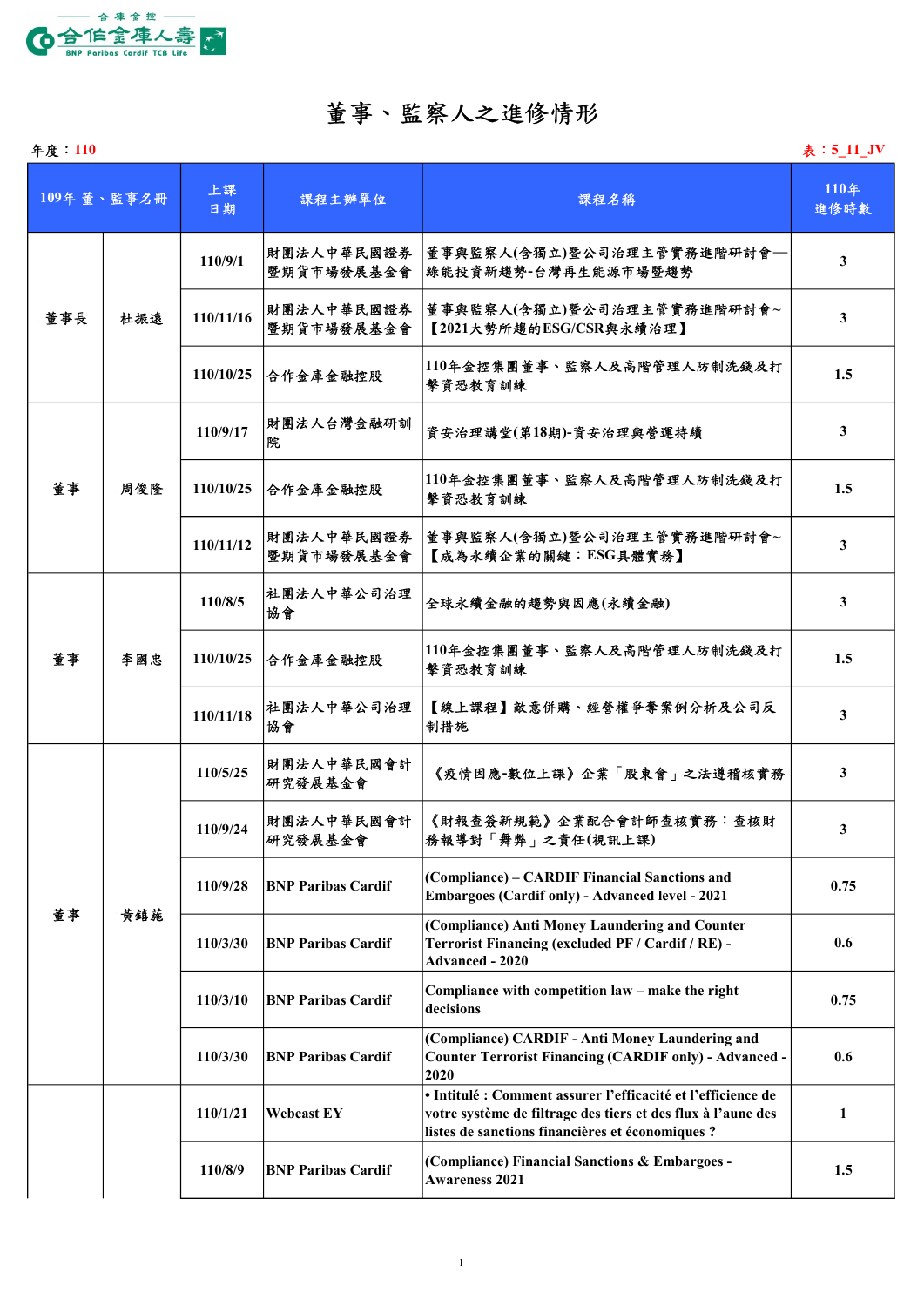合庫金控 合作金庫人壽 BNP Paribas Cardif TCB Life

# 董事、監察人之進修情形

年度：110　　　　　　　　　　　　　　　　　　　　　　　　　　　　　　　　　　　表：5_11_JV

| 109年 董、監事名冊 | | 上課日期 | 課程主辦單位 | 課程名稱 | 110年進修時數 |
|---|---|---|---|---|---|
| 董事長 | 杜振遠 | 110/9/1 | 財團法人中華民國證券暨期貨市場發展基金會 | 董事與監察人(含獨立)暨公司治理主管實務進階研討會—綠能投資新趨勢-台灣再生能源市場暨趨勢 | 3 |
| | | 110/11/16 | 財團法人中華民國證券暨期貨市場發展基金會 | 董事與監察人(含獨立)暨公司治理主管實務進階研討會~【2021大勢所趨的ESG/CSR與永續治理】 | 3 |
| | | 110/10/25 | 合作金庫金融控股 | 110年金控集團董事、監察人及高階管理人防制洗錢及打擊資恐教育訓練 | 1.5 |
| 董事 | 周俊隆 | 110/9/17 | 財團法人台灣金融研訓院 | 資安治理講堂(第18期)-資安治理與營運持續 | 3 |
| | | 110/10/25 | 合作金庫金融控股 | 110年金控集團董事、監察人及高階管理人防制洗錢及打擊資恐教育訓練 | 1.5 |
| | | 110/11/12 | 財團法人中華民國證券暨期貨市場發展基金會 | 董事與監察人(含獨立)暨公司治理主管實務進階研討會~【成為永續企業的關鍵：ESG具體實務】 | 3 |
| 董事 | 李國忠 | 110/8/5 | 社團法人中華公司治理協會 | 全球永續金融的趨勢與因應(永續金融) | 3 |
| | | 110/10/25 | 合作金庫金融控股 | 110年金控集團董事、監察人及高階管理人防制洗錢及打擊資恐教育訓練 | 1.5 |
| | | 110/11/18 | 社團法人中華公司治理協會 | 【線上課程】敵意併購、經營權爭奪案例分析及公司反制措施 | 3 |
| 董事 | 黃鎬蔬 | 110/5/25 | 財團法人中華民國會計研究發展基金會 | 《疫情因應-數位上課》企業「股東會」之法遵稽核實務 | 3 |
| | | 110/9/24 | 財團法人中華民國會計研究發展基金會 | 《財報查簽新規範》企業配合會計師查核實務：查核財務報導對「舞弊」之責任(視訊上課) | 3 |
| | | 110/9/28 | BNP Paribas Cardif | (Compliance) – CARDIF Financial Sanctions and Embargoes (Cardif only) - Advanced level - 2021 | 0.75 |
| | | 110/3/30 | BNP Paribas Cardif | (Compliance) Anti Money Laundering and Counter Terrorist Financing (excluded PF / Cardif / RE) - Advanced - 2020 | 0.6 |
| | | 110/3/10 | BNP Paribas Cardif | Compliance with competition law – make the right decisions | 0.75 |
| | | 110/3/30 | BNP Paribas Cardif | (Compliance) CARDIF - Anti Money Laundering and Counter Terrorist Financing (CARDIF only) - Advanced - 2020 | 0.6 |
| | | 110/1/21 | Webcast EY | • Intitulé : Comment assurer l’efficacité et l’efficience de votre système de filtrage des tiers et des flux à l’aune des listes de sanctions financières et économiques ? | 1 |
| | | 110/8/9 | BNP Paribas Cardif | (Compliance) Financial Sanctions & Embargoes - Awareness 2021 | 1.5 |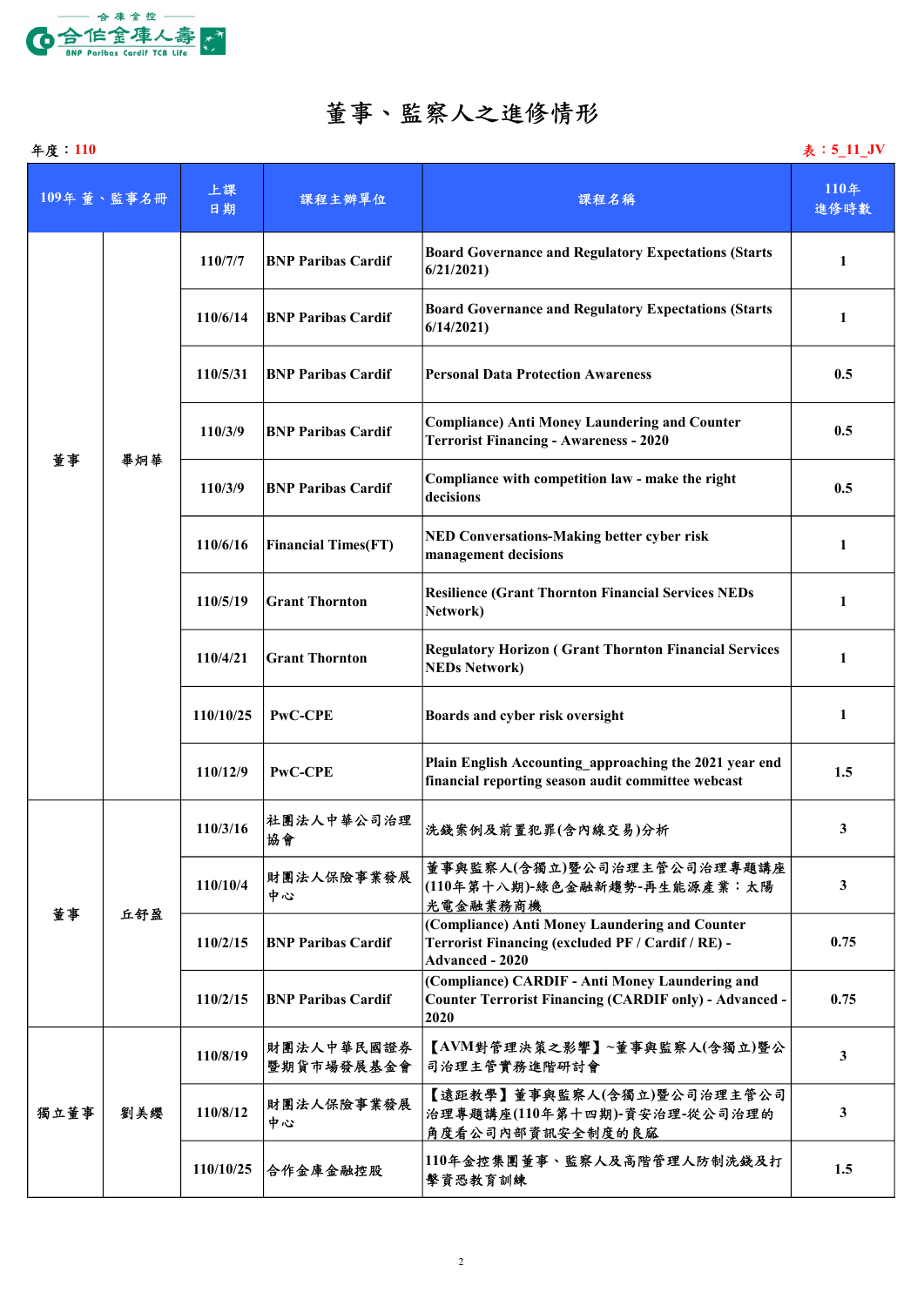# 董事、監察人之進修情形

年度：110　　　　　　　　　　　　　　　　　　　　　　　　　　　　　　　　　表：5_11_JV

| 109年 董、監事名冊 | | 上課日期 | 課程主辦單位 | 課程名稱 | 110年進修時數 |
|---|---|---|---|---|---|
| 董事 | 畢炯華 | 110/7/7 | BNP Paribas Cardif | Board Governance and Regulatory Expectations (Starts 6/21/2021) | 1 |
| | | 110/6/14 | BNP Paribas Cardif | Board Governance and Regulatory Expectations (Starts 6/14/2021) | 1 |
| | | 110/5/31 | BNP Paribas Cardif | Personal Data Protection Awareness | 0.5 |
| | | 110/3/9 | BNP Paribas Cardif | Compliance) Anti Money Laundering and Counter Terrorist Financing - Awareness - 2020 | 0.5 |
| | | 110/3/9 | BNP Paribas Cardif | Compliance with competition law - make the right decisions | 0.5 |
| | | 110/6/16 | Financial Times(FT) | NED Conversations-Making better cyber risk management decisions | 1 |
| | | 110/5/19 | Grant Thornton | Resilience (Grant Thornton Financial Services NEDs Network) | 1 |
| | | 110/4/21 | Grant Thornton | Regulatory Horizon ( Grant Thornton Financial Services NEDs Network) | 1 |
| | | 110/10/25 | PwC-CPE | Boards and cyber risk oversight | 1 |
| | | 110/12/9 | PwC-CPE | Plain English Accounting_approaching the 2021 year end financial reporting season audit committee webcast | 1.5 |
| 董事 | 丘舒盈 | 110/3/16 | 社團法人中華公司治理協會 | 洗錢案例及前置犯罪(含內線交易)分析 | 3 |
| | | 110/10/4 | 財團法人保險事業發展中心 | 董事與監察人(含獨立)暨公司治理主管公司治理專題講座(110年第十八期)-綠色金融新趨勢-再生能源產業：太陽光電金融業務商機 | 3 |
| | | 110/2/15 | BNP Paribas Cardif | (Compliance) Anti Money Laundering and Counter Terrorist Financing (excluded PF / Cardif / RE) - Advanced - 2020 | 0.75 |
| | | 110/2/15 | BNP Paribas Cardif | (Compliance) CARDIF - Anti Money Laundering and Counter Terrorist Financing (CARDIF only) - Advanced - 2020 | 0.75 |
| 獨立董事 | 劉美纓 | 110/8/19 | 財團法人中華民國證券暨期貨市場發展基金會 | 【AVM對管理決策之影響】~董事與監察人(含獨立)暨公司治理主管實務進階研討會 | 3 |
| | | 110/8/12 | 財團法人保險事業發展中心 | 【遠距教學】董事與監察人(含獨立)暨公司治理主管公司治理專題講座(110年第十四期)-資安治理-從公司治理的角度看公司內部資訊安全制度的良窳 | 3 |
| | | 110/10/25 | 合作金庫金融控股 | 110年金控集團董事、監察人及高階管理人防制洗錢及打擊資恐教育訓練 | 1.5 |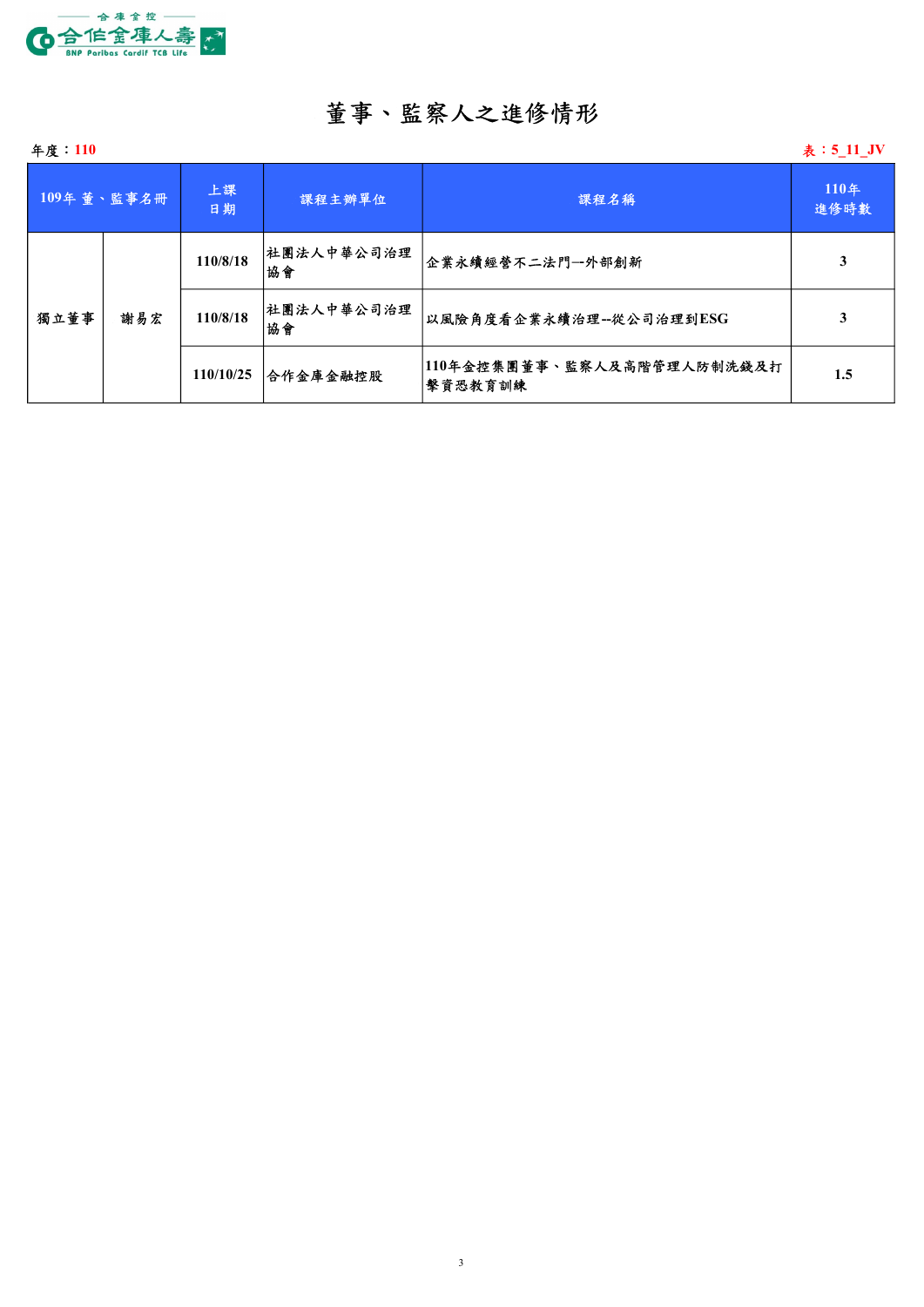# 董事、監察人之進修情形

年度：110

表：5_11_JV

| 109年 董、監事名冊 | | 上課日期 | 課程主辦單位 | 課程名稱 | 110年進修時數 |
|---|---|---|---|---|---|
| 獨立董事 | 謝易宏 | 110/8/18 | 社團法人中華公司治理協會 | 企業永續經營不二法門--外部創新 | 3 |
| | | 110/8/18 | 社團法人中華公司治理協會 | 以風險角度看企業永續治理--從公司治理到ESG | 3 |
| | | 110/10/25 | 合作金庫金融控股 | 110年金控集團董事、監察人及高階管理人防制洗錢及打擊資恐教育訓練 | 1.5 |